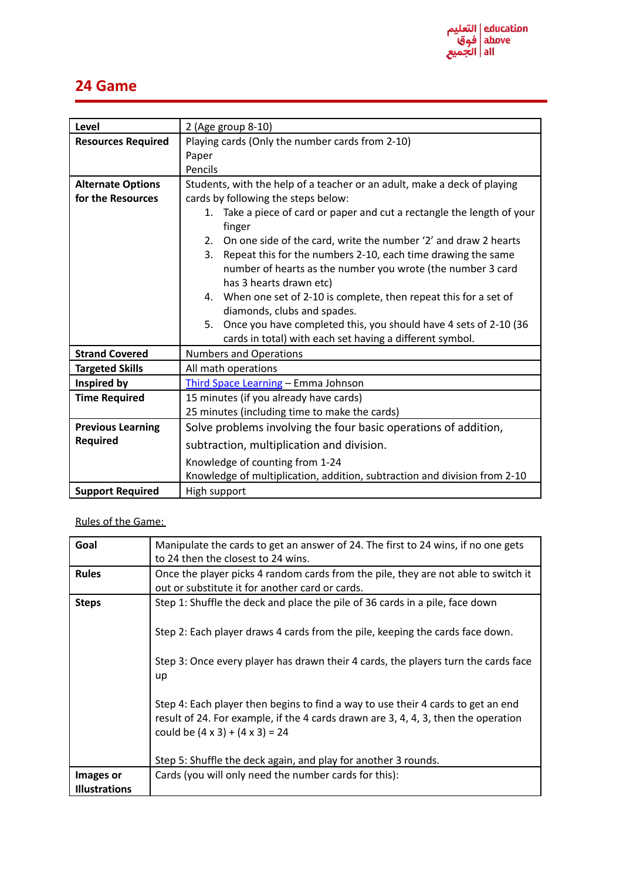# 24 Game

| Level | 2 (Age group 8-10) |
|---|---|
| **Resources Required** | Playing cards (Only the number cards from 2-10)<br>Paper<br>Pencils |
| **Alternate Options for the Resources** | Students, with the help of a teacher or an adult, make a deck of playing cards by following the steps below:<br>1. Take a piece of card or paper and cut a rectangle the length of your finger<br>2. On one side of the card, write the number ‘2’ and draw 2 hearts<br>3. Repeat this for the numbers 2-10, each time drawing the same number of hearts as the number you wrote (the number 3 card has 3 hearts drawn etc)<br>4. When one set of 2-10 is complete, then repeat this for a set of diamonds, clubs and spades.<br>5. Once you have completed this, you should have 4 sets of 2-10 (36 cards in total) with each set having a different symbol. |
| **Strand Covered** | Numbers and Operations |
| **Targeted Skills** | All math operations |
| **Inspired by** | Third Space Learning – Emma Johnson |
| **Time Required** | 15 minutes (if you already have cards)<br>25 minutes (including time to make the cards) |
| **Previous Learning Required** | Solve problems involving the four basic operations of addition, subtraction, multiplication and division.<br>Knowledge of counting from 1-24<br>Knowledge of multiplication, addition, subtraction and division from 2-10 |
| **Support Required** | High support |

Rules of the Game:

| Goal | Manipulate the cards to get an answer of 24. The first to 24 wins, if no one gets to 24 then the closest to 24 wins. |
|---|---|
| **Rules** | Once the player picks 4 random cards from the pile, they are not able to switch it out or substitute it for another card or cards. |
| **Steps** | Step 1: Shuffle the deck and place the pile of 36 cards in a pile, face down<br><br>Step 2: Each player draws 4 cards from the pile, keeping the cards face down.<br><br>Step 3: Once every player has drawn their 4 cards, the players turn the cards face up<br><br>Step 4: Each player then begins to find a way to use their 4 cards to get an end result of 24. For example, if the 4 cards drawn are 3, 4, 4, 3, then the operation could be (4 x 3) + (4 x 3) = 24<br><br>Step 5: Shuffle the deck again, and play for another 3 rounds. |
| **Images or Illustrations** | Cards (you will only need the number cards for this): |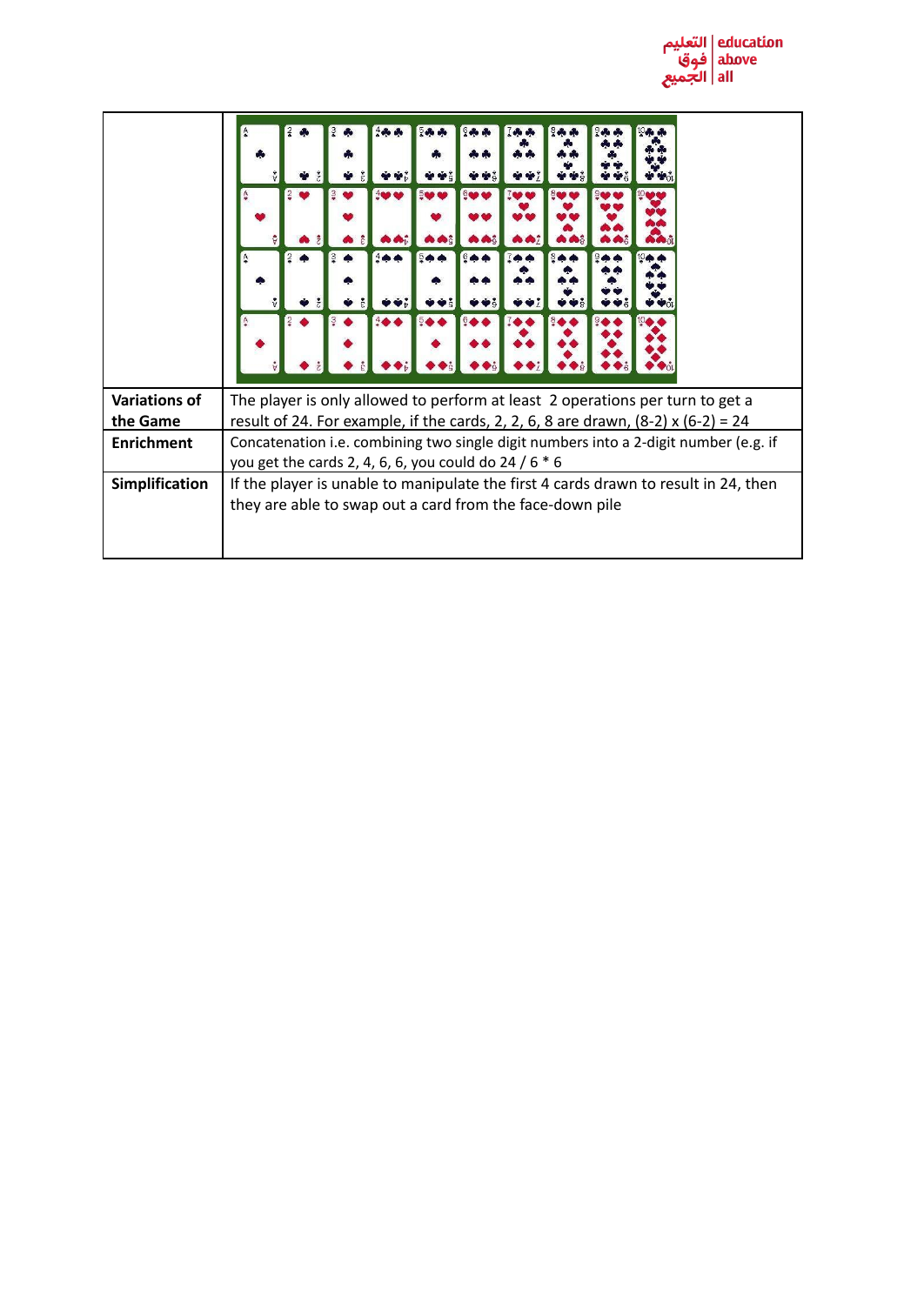| | |
|---|---|
| | |
| **Variations of the Game** | The player is only allowed to perform at least 2 operations per turn to get a result of 24. For example, if the cards, 2, 2, 6, 8 are drawn, (8-2) x (6-2) = 24 |
| **Enrichment** | Concatenation i.e. combining two single digit numbers into a 2-digit number (e.g. if you get the cards 2, 4, 6, 6, you could do 24 / 6 * 6 |
| **Simplification** | If the player is unable to manipulate the first 4 cards drawn to result in 24, then they are able to swap out a card from the face-down pile |